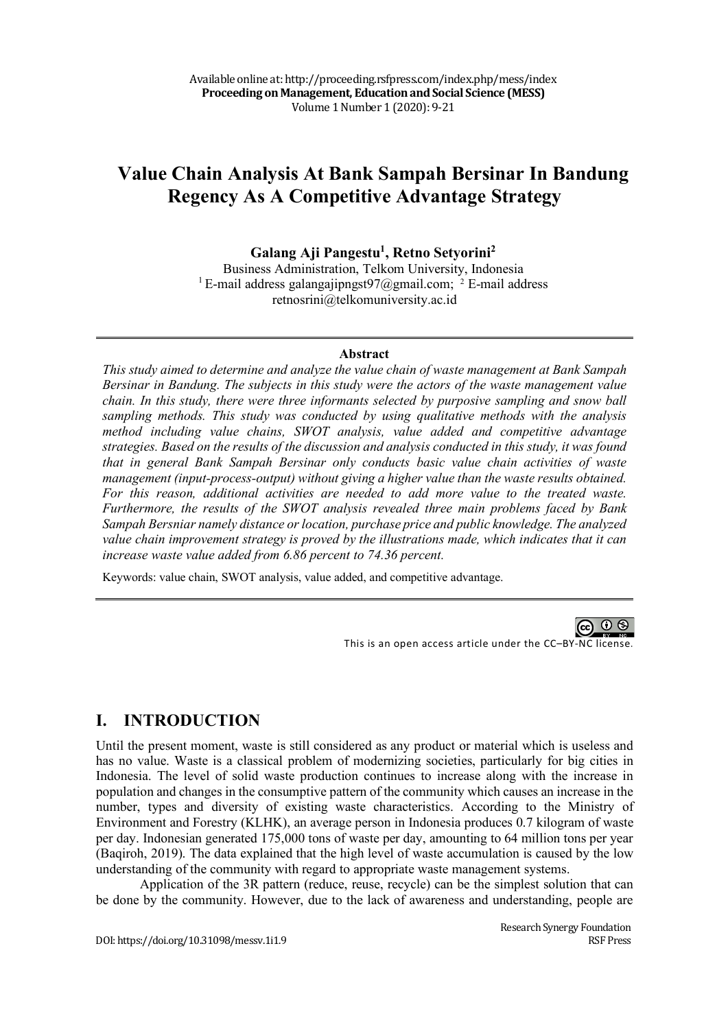# Value Chain Analysis At Bank Sampah Bersinar In Bandung Regency As A Competitive Advantage Strategy

**Galang Aji Pangestu[1], Retno Setyorini[2]**

Business Administration, Telkom University, Indonesia

[1] E-mail address galangajipngst97@gmail.com; [2] E-mail address retnosrini@telkomuniversity.ac.id

---

**Abstract**

*This study aimed to determine and analyze the value chain of waste management at Bank Sampah Bersinar in Bandung. The subjects in this study were the actors of the waste management value chain. In this study, there were three informants selected by purposive sampling and snow ball sampling methods. This study was conducted by using qualitative methods with the analysis method including value chains, SWOT analysis, value added and competitive advantage strategies. Based on the results of the discussion and analysis conducted in this study, it was found that in general Bank Sampah Bersinar only conducts basic value chain activities of waste management (input-process-output) without giving a higher value than the waste results obtained. For this reason, additional activities are needed to add more value to the treated waste. Furthermore, the results of the SWOT analysis revealed three main problems faced by Bank Sampah Bersniar namely distance or location, purchase price and public knowledge. The analyzed value chain improvement strategy is proved by the illustrations made, which indicates that it can increase waste value added from 6.86 percent to 74.36 percent.*

Keywords: value chain, SWOT analysis, value added, and competitive advantage.

---

This is an open access article under the CC–BY-NC license.

## I. INTRODUCTION

Until the present moment, waste is still considered as any product or material which is useless and has no value. Waste is a classical problem of modernizing societies, particularly for big cities in Indonesia. The level of solid waste production continues to increase along with the increase in population and changes in the consumptive pattern of the community which causes an increase in the number, types and diversity of existing waste characteristics. According to the Ministry of Environment and Forestry (KLHK), an average person in Indonesia produces 0.7 kilogram of waste per day. Indonesian generated 175,000 tons of waste per day, amounting to 64 million tons per year (Baqiroh, 2019). The data explained that the high level of waste accumulation is caused by the low understanding of the community with regard to appropriate waste management systems.

Application of the 3R pattern (reduce, reuse, recycle) can be the simplest solution that can be done by the community. However, due to the lack of awareness and understanding, people are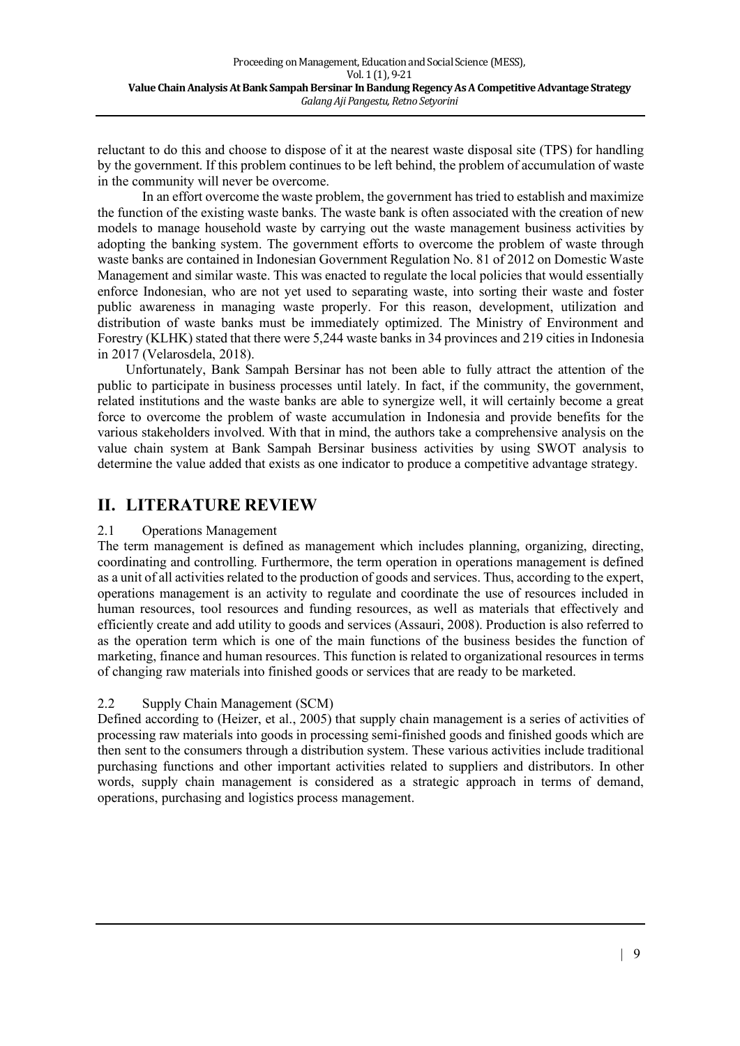reluctant to do this and choose to dispose of it at the nearest waste disposal site (TPS) for handling by the government. If this problem continues to be left behind, the problem of accumulation of waste in the community will never be overcome.

In an effort overcome the waste problem, the government has tried to establish and maximize the function of the existing waste banks. The waste bank is often associated with the creation of new models to manage household waste by carrying out the waste management business activities by adopting the banking system. The government efforts to overcome the problem of waste through waste banks are contained in Indonesian Government Regulation No. 81 of 2012 on Domestic Waste Management and similar waste. This was enacted to regulate the local policies that would essentially enforce Indonesian, who are not yet used to separating waste, into sorting their waste and foster public awareness in managing waste properly. For this reason, development, utilization and distribution of waste banks must be immediately optimized. The Ministry of Environment and Forestry (KLHK) stated that there were 5,244 waste banks in 34 provinces and 219 cities in Indonesia in 2017 (Velarosdela, 2018).

Unfortunately, Bank Sampah Bersinar has not been able to fully attract the attention of the public to participate in business processes until lately. In fact, if the community, the government, related institutions and the waste banks are able to synergize well, it will certainly become a great force to overcome the problem of waste accumulation in Indonesia and provide benefits for the various stakeholders involved. With that in mind, the authors take a comprehensive analysis on the value chain system at Bank Sampah Bersinar business activities by using SWOT analysis to determine the value added that exists as one indicator to produce a competitive advantage strategy.

## II. LITERATURE REVIEW

### 2.1 Operations Management

The term management is defined as management which includes planning, organizing, directing, coordinating and controlling. Furthermore, the term operation in operations management is defined as a unit of all activities related to the production of goods and services. Thus, according to the expert, operations management is an activity to regulate and coordinate the use of resources included in human resources, tool resources and funding resources, as well as materials that effectively and efficiently create and add utility to goods and services (Assauri, 2008). Production is also referred to as the operation term which is one of the main functions of the business besides the function of marketing, finance and human resources. This function is related to organizational resources in terms of changing raw materials into finished goods or services that are ready to be marketed.

### 2.2 Supply Chain Management (SCM)

Defined according to (Heizer, et al., 2005) that supply chain management is a series of activities of processing raw materials into goods in processing semi-finished goods and finished goods which are then sent to the consumers through a distribution system. These various activities include traditional purchasing functions and other important activities related to suppliers and distributors. In other words, supply chain management is considered as a strategic approach in terms of demand, operations, purchasing and logistics process management.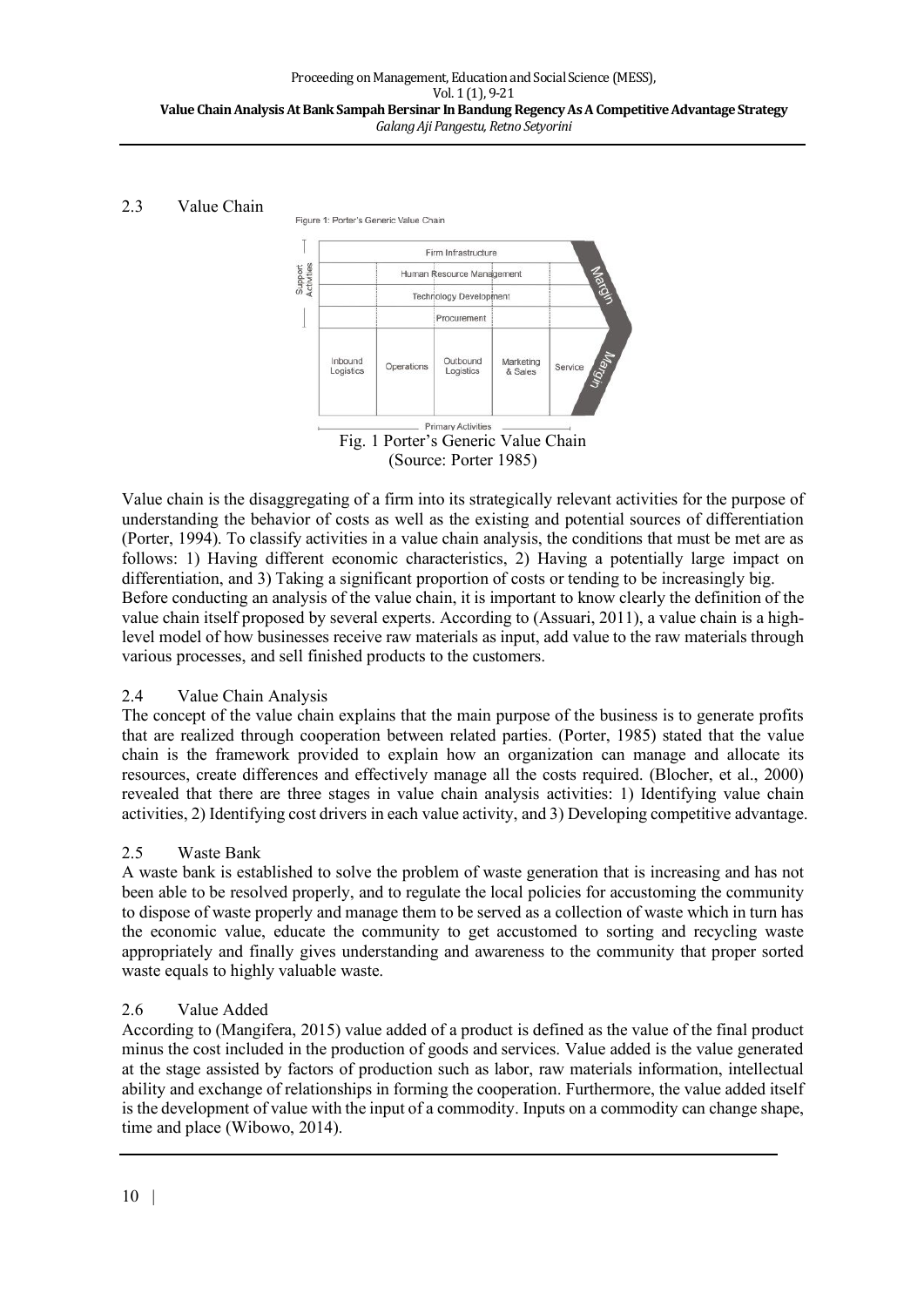## 2.3 Value Chain

Fig. 1 Porter's Generic Value Chain
(Source: Porter 1985)

Value chain is the disaggregating of a firm into its strategically relevant activities for the purpose of understanding the behavior of costs as well as the existing and potential sources of differentiation (Porter, 1994). To classify activities in a value chain analysis, the conditions that must be met are as follows: 1) Having different economic characteristics, 2) Having a potentially large impact on differentiation, and 3) Taking a significant proportion of costs or tending to be increasingly big.
Before conducting an analysis of the value chain, it is important to know clearly the definition of the value chain itself proposed by several experts. According to (Assuari, 2011), a value chain is a high-level model of how businesses receive raw materials as input, add value to the raw materials through various processes, and sell finished products to the customers.

## 2.4 Value Chain Analysis

The concept of the value chain explains that the main purpose of the business is to generate profits that are realized through cooperation between related parties. (Porter, 1985) stated that the value chain is the framework provided to explain how an organization can manage and allocate its resources, create differences and effectively manage all the costs required. (Blocher, et al., 2000) revealed that there are three stages in value chain analysis activities: 1) Identifying value chain activities, 2) Identifying cost drivers in each value activity, and 3) Developing competitive advantage.

## 2.5 Waste Bank

A waste bank is established to solve the problem of waste generation that is increasing and has not been able to be resolved properly, and to regulate the local policies for accustoming the community to dispose of waste properly and manage them to be served as a collection of waste which in turn has the economic value, educate the community to get accustomed to sorting and recycling waste appropriately and finally gives understanding and awareness to the community that proper sorted waste equals to highly valuable waste.

## 2.6 Value Added

According to (Mangifera, 2015) value added of a product is defined as the value of the final product minus the cost included in the production of goods and services. Value added is the value generated at the stage assisted by factors of production such as labor, raw materials information, intellectual ability and exchange of relationships in forming the cooperation. Furthermore, the value added itself is the development of value with the input of a commodity. Inputs on a commodity can change shape, time and place (Wibowo, 2014).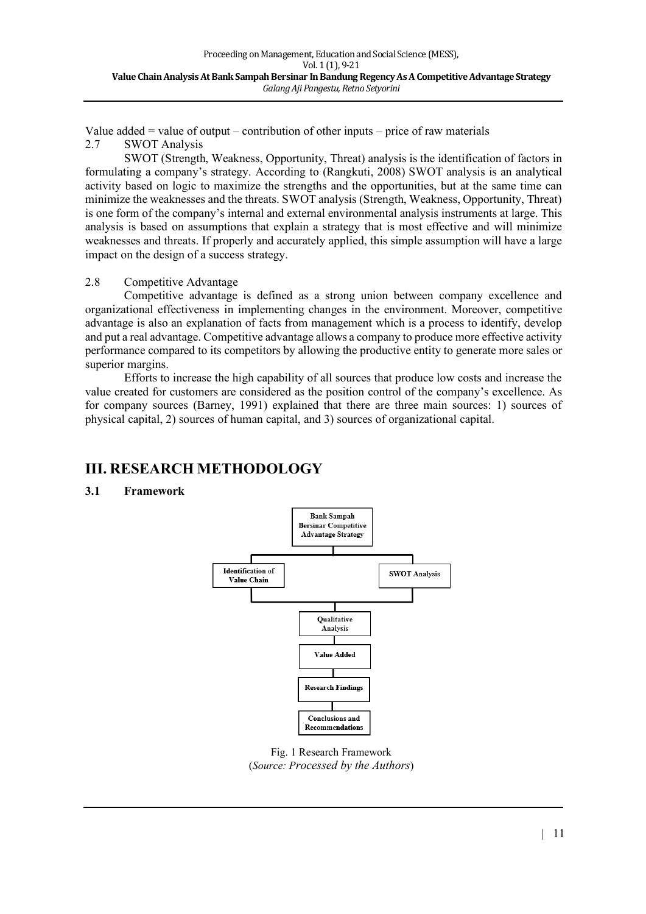Value added = value of output – contribution of other inputs – price of raw materials

### 2.7 SWOT Analysis

SWOT (Strength, Weakness, Opportunity, Threat) analysis is the identification of factors in formulating a company's strategy. According to (Rangkuti, 2008) SWOT analysis is an analytical activity based on logic to maximize the strengths and the opportunities, but at the same time can minimize the weaknesses and the threats. SWOT analysis (Strength, Weakness, Opportunity, Threat) is one form of the company's internal and external environmental analysis instruments at large. This analysis is based on assumptions that explain a strategy that is most effective and will minimize weaknesses and threats. If properly and accurately applied, this simple assumption will have a large impact on the design of a success strategy.

### 2.8 Competitive Advantage

Competitive advantage is defined as a strong union between company excellence and organizational effectiveness in implementing changes in the environment. Moreover, competitive advantage is also an explanation of facts from management which is a process to identify, develop and put a real advantage. Competitive advantage allows a company to produce more effective activity performance compared to its competitors by allowing the productive entity to generate more sales or superior margins.

Efforts to increase the high capability of all sources that produce low costs and increase the value created for customers are considered as the position control of the company's excellence. As for company sources (Barney, 1991) explained that there are three main sources: 1) sources of physical capital, 2) sources of human capital, and 3) sources of organizational capital.

## III. RESEARCH METHODOLOGY

### 3.1 Framework

Fig. 1 Research Framework
(*Source: Processed by the Authors*)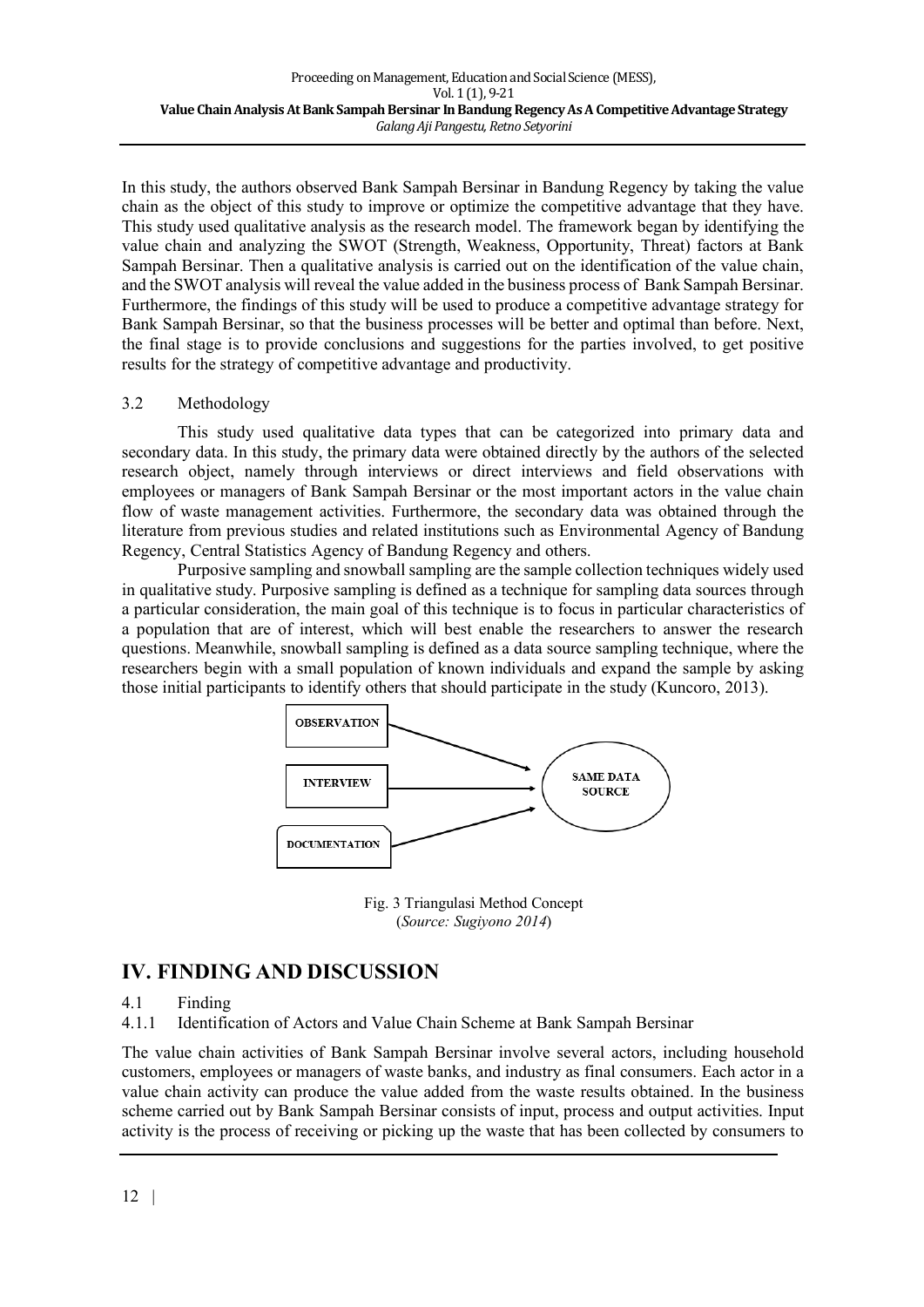In this study, the authors observed Bank Sampah Bersinar in Bandung Regency by taking the value chain as the object of this study to improve or optimize the competitive advantage that they have. This study used qualitative analysis as the research model. The framework began by identifying the value chain and analyzing the SWOT (Strength, Weakness, Opportunity, Threat) factors at Bank Sampah Bersinar. Then a qualitative analysis is carried out on the identification of the value chain, and the SWOT analysis will reveal the value added in the business process of Bank Sampah Bersinar. Furthermore, the findings of this study will be used to produce a competitive advantage strategy for Bank Sampah Bersinar, so that the business processes will be better and optimal than before. Next, the final stage is to provide conclusions and suggestions for the parties involved, to get positive results for the strategy of competitive advantage and productivity.

### 3.2 Methodology

This study used qualitative data types that can be categorized into primary data and secondary data. In this study, the primary data were obtained directly by the authors of the selected research object, namely through interviews or direct interviews and field observations with employees or managers of Bank Sampah Bersinar or the most important actors in the value chain flow of waste management activities. Furthermore, the secondary data was obtained through the literature from previous studies and related institutions such as Environmental Agency of Bandung Regency, Central Statistics Agency of Bandung Regency and others.

Purposive sampling and snowball sampling are the sample collection techniques widely used in qualitative study. Purposive sampling is defined as a technique for sampling data sources through a particular consideration, the main goal of this technique is to focus in particular characteristics of a population that are of interest, which will best enable the researchers to answer the research questions. Meanwhile, snowball sampling is defined as a data source sampling technique, where the researchers begin with a small population of known individuals and expand the sample by asking those initial participants to identify others that should participate in the study (Kuncoro, 2013).

OBSERVATION → SAME DATA SOURCE
INTERVIEW → SAME DATA SOURCE
DOCUMENTATION → SAME DATA SOURCE

Fig. 3 Triangulasi Method Concept
(*Source: Sugiyono 2014*)

## IV. FINDING AND DISCUSSION

### 4.1 Finding

#### 4.1.1 Identification of Actors and Value Chain Scheme at Bank Sampah Bersinar

The value chain activities of Bank Sampah Bersinar involve several actors, including household customers, employees or managers of waste banks, and industry as final consumers. Each actor in a value chain activity can produce the value added from the waste results obtained. In the business scheme carried out by Bank Sampah Bersinar consists of input, process and output activities. Input activity is the process of receiving or picking up the waste that has been collected by consumers to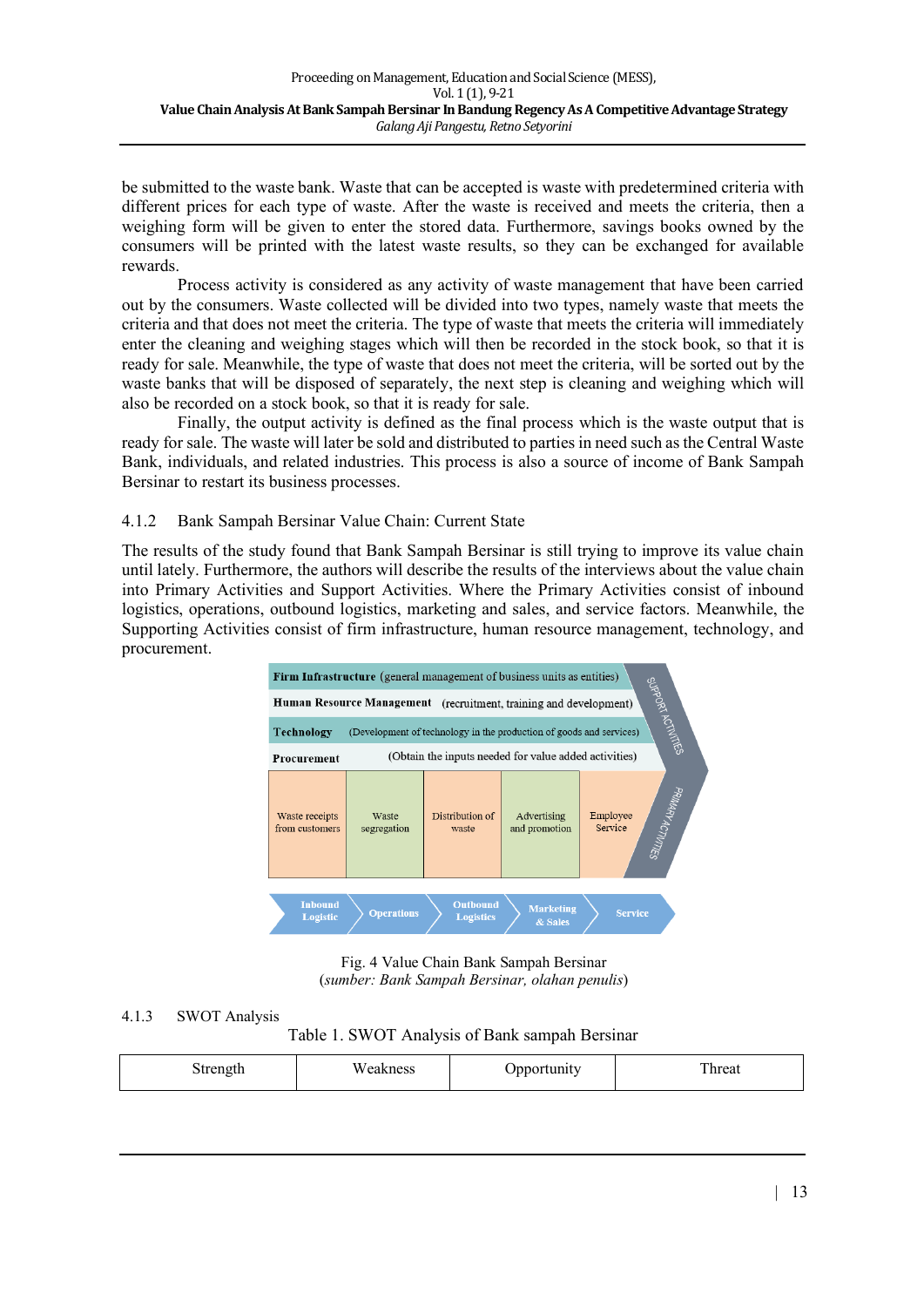be submitted to the waste bank. Waste that can be accepted is waste with predetermined criteria with different prices for each type of waste. After the waste is received and meets the criteria, then a weighing form will be given to enter the stored data. Furthermore, savings books owned by the consumers will be printed with the latest waste results, so they can be exchanged for available rewards.

Process activity is considered as any activity of waste management that have been carried out by the consumers. Waste collected will be divided into two types, namely waste that meets the criteria and that does not meet the criteria. The type of waste that meets the criteria will immediately enter the cleaning and weighing stages which will then be recorded in the stock book, so that it is ready for sale. Meanwhile, the type of waste that does not meet the criteria, will be sorted out by the waste banks that will be disposed of separately, the next step is cleaning and weighing which will also be recorded on a stock book, so that it is ready for sale.

Finally, the output activity is defined as the final process which is the waste output that is ready for sale. The waste will later be sold and distributed to parties in need such as the Central Waste Bank, individuals, and related industries. This process is also a source of income of Bank Sampah Bersinar to restart its business processes.

### 4.1.2 Bank Sampah Bersinar Value Chain: Current State

The results of the study found that Bank Sampah Bersinar is still trying to improve its value chain until lately. Furthermore, the authors will describe the results of the interviews about the value chain into Primary Activities and Support Activities. Where the Primary Activities consist of inbound logistics, operations, outbound logistics, marketing and sales, and service factors. Meanwhile, the Supporting Activities consist of firm infrastructure, human resource management, technology, and procurement.

Fig. 4 Value Chain Bank Sampah Bersinar
(*sumber: Bank Sampah Bersinar, olahan penulis*)

### 4.1.3 SWOT Analysis

Table 1. SWOT Analysis of Bank sampah Bersinar

| Strength | Weakness | Opportunity | Threat |
|---|---|---|---|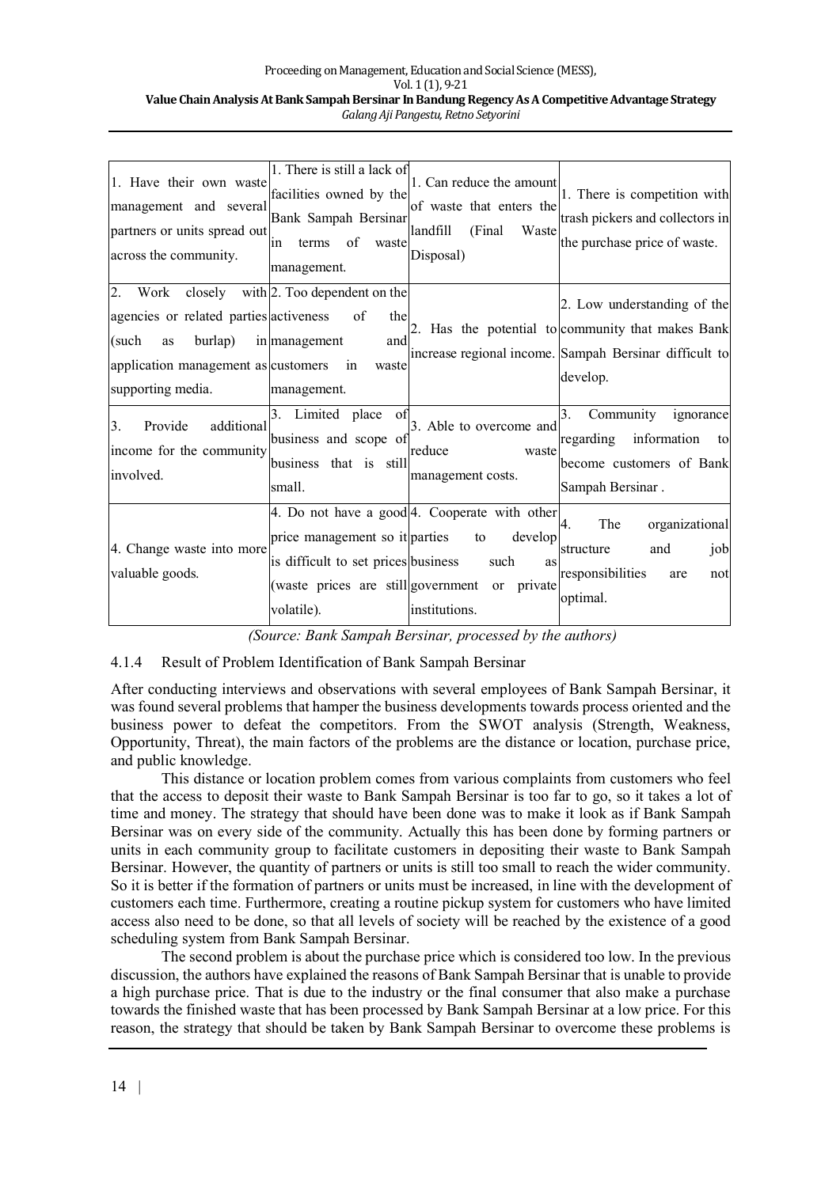| | | | |
|---|---|---|---|
| 1. Have their own waste management and several partners or units spread out across the community. | 1. There is still a lack of facilities owned by the Bank Sampah Bersinar in terms of waste management. | 1. Can reduce the amount of waste that enters the landfill (Final Waste Disposal) | 1. There is competition with trash pickers and collectors in the purchase price of waste. |
| 2. Work closely with agencies or related parties (such as burlap) in application management as supporting media. | 2. Too dependent on the activeness of the management and customers in waste management. | 2. Has the potential to increase regional income. | 2. Low understanding of the community that makes Bank Sampah Bersinar difficult to develop. |
| 3. Provide additional income for the community involved. | 3. Limited place of business and scope of business that is still small. | 3. Able to overcome and reduce waste management costs. | 3. Community ignorance regarding information to become customers of Bank Sampah Bersinar . |
| 4. Change waste into more valuable goods. | 4. Do not have a good price management so it is difficult to set prices (waste prices are still volatile). | 4. Cooperate with other parties to develop business such as government or private institutions. | 4. The organizational structure and job responsibilities are not optimal. |

*(Source: Bank Sampah Bersinar, processed by the authors)*

#### 4.1.4 Result of Problem Identification of Bank Sampah Bersinar

After conducting interviews and observations with several employees of Bank Sampah Bersinar, it was found several problems that hamper the business developments towards process oriented and the business power to defeat the competitors. From the SWOT analysis (Strength, Weakness, Opportunity, Threat), the main factors of the problems are the distance or location, purchase price, and public knowledge.

This distance or location problem comes from various complaints from customers who feel that the access to deposit their waste to Bank Sampah Bersinar is too far to go, so it takes a lot of time and money. The strategy that should have been done was to make it look as if Bank Sampah Bersinar was on every side of the community. Actually this has been done by forming partners or units in each community group to facilitate customers in depositing their waste to Bank Sampah Bersinar. However, the quantity of partners or units is still too small to reach the wider community. So it is better if the formation of partners or units must be increased, in line with the development of customers each time. Furthermore, creating a routine pickup system for customers who have limited access also need to be done, so that all levels of society will be reached by the existence of a good scheduling system from Bank Sampah Bersinar.

The second problem is about the purchase price which is considered too low. In the previous discussion, the authors have explained the reasons of Bank Sampah Bersinar that is unable to provide a high purchase price. That is due to the industry or the final consumer that also make a purchase towards the finished waste that has been processed by Bank Sampah Bersinar at a low price. For this reason, the strategy that should be taken by Bank Sampah Bersinar to overcome these problems is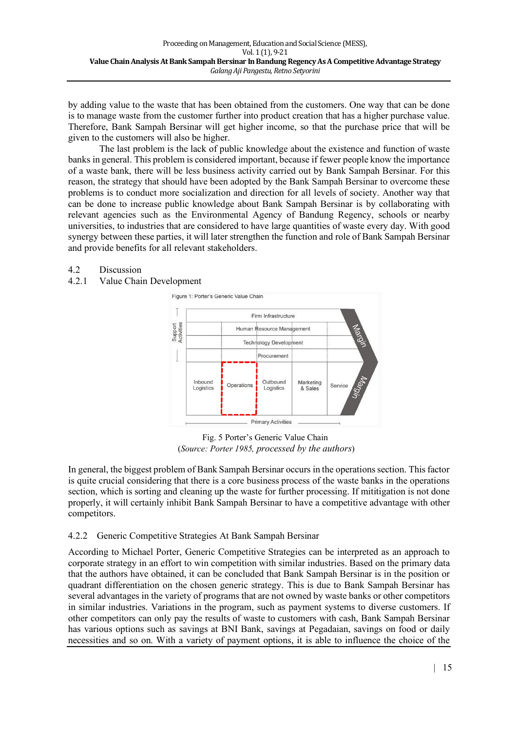by adding value to the waste that has been obtained from the customers. One way that can be done is to manage waste from the customer further into product creation that has a higher purchase value. Therefore, Bank Sampah Bersinar will get higher income, so that the purchase price that will be given to the customers will also be higher.

The last problem is the lack of public knowledge about the existence and function of waste banks in general. This problem is considered important, because if fewer people know the importance of a waste bank, there will be less business activity carried out by Bank Sampah Bersinar. For this reason, the strategy that should have been adopted by the Bank Sampah Bersinar to overcome these problems is to conduct more socialization and direction for all levels of society. Another way that can be done to increase public knowledge about Bank Sampah Bersinar is by collaborating with relevant agencies such as the Environmental Agency of Bandung Regency, schools or nearby universities, to industries that are considered to have large quantities of waste every day. With good synergy between these parties, it will later strengthen the function and role of Bank Sampah Bersinar and provide benefits for all relevant stakeholders.

## 4.2 Discussion

### 4.2.1 Value Chain Development

Figure 1: Porter's Generic Value Chain

Fig. 5 Porter's Generic Value Chain
(*Source: Porter 1985, processed by the authors*)

In general, the biggest problem of Bank Sampah Bersinar occurs in the operations section. This factor is quite crucial considering that there is a core business process of the waste banks in the operations section, which is sorting and cleaning up the waste for further processing. If mititigation is not done properly, it will certainly inhibit Bank Sampah Bersinar to have a competitive advantage with other competitors.

### 4.2.2 Generic Competitive Strategies At Bank Sampah Bersinar

According to Michael Porter, Generic Competitive Strategies can be interpreted as an approach to corporate strategy in an effort to win competition with similar industries. Based on the primary data that the authors have obtained, it can be concluded that Bank Sampah Bersinar is in the position or quadrant differentiation on the chosen generic strategy. This is due to Bank Sampah Bersinar has several advantages in the variety of programs that are not owned by waste banks or other competitors in similar industries. Variations in the program, such as payment systems to diverse customers. If other competitors can only pay the results of waste to customers with cash, Bank Sampah Bersinar has various options such as savings at BNI Bank, savings at Pegadaian, savings on food or daily necessities and so on. With a variety of payment options, it is able to influence the choice of the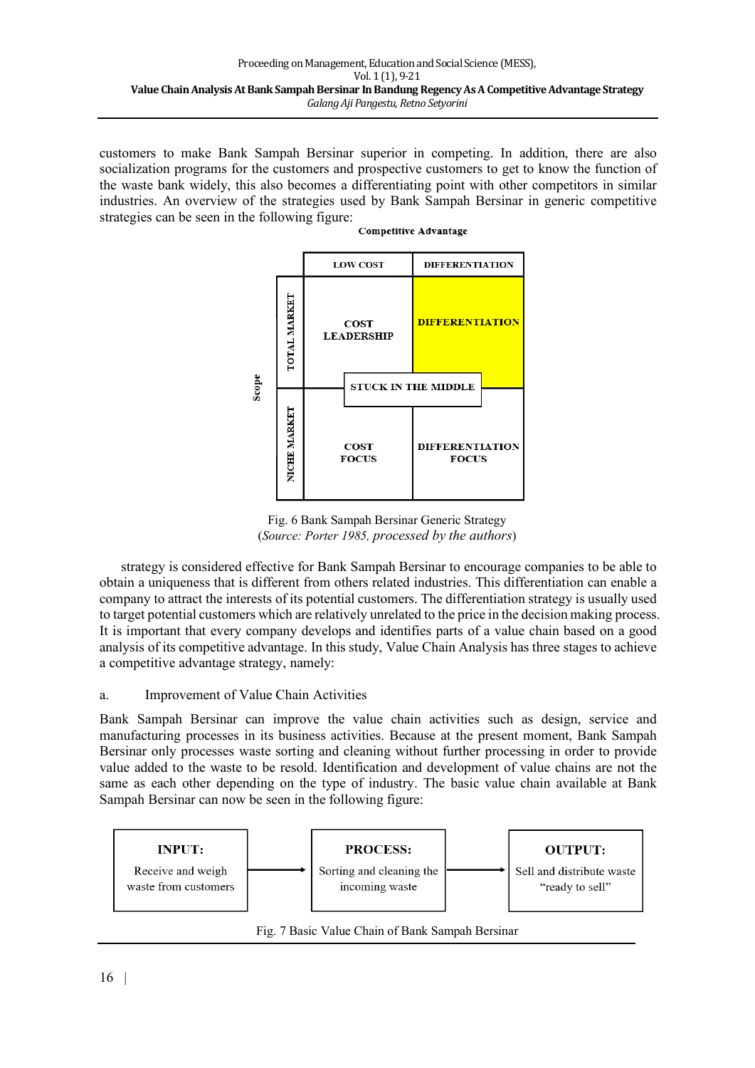customers to make Bank Sampah Bersinar superior in competing. In addition, there are also socialization programs for the customers and prospective customers to get to know the function of the waste bank widely, this also becomes a differentiating point with other competitors in similar industries. An overview of the strategies used by Bank Sampah Bersinar in generic competitive strategies can be seen in the following figure:

**Competitive Advantage**

| Scope | | LOW COST | DIFFERENTIATION |
|---|---|---|---|
| | TOTAL MARKET | COST LEADERSHIP | DIFFERENTIATION |
| | | STUCK IN THE MIDDLE | |
| | NICHE MARKET | COST FOCUS | DIFFERENTIATION FOCUS |

Fig. 6 Bank Sampah Bersinar Generic Strategy
(*Source: Porter 1985, processed by the authors*)

strategy is considered effective for Bank Sampah Bersinar to encourage companies to be able to obtain a uniqueness that is different from others related industries. This differentiation can enable a company to attract the interests of its potential customers. The differentiation strategy is usually used to target potential customers which are relatively unrelated to the price in the decision making process. It is important that every company develops and identifies parts of a value chain based on a good analysis of its competitive advantage. In this study, Value Chain Analysis has three stages to achieve a competitive advantage strategy, namely:

a. Improvement of Value Chain Activities

Bank Sampah Bersinar can improve the value chain activities such as design, service and manufacturing processes in its business activities. Because at the present moment, Bank Sampah Bersinar only processes waste sorting and cleaning without further processing in order to provide value added to the waste to be resold. Identification and development of value chains are not the same as each other depending on the type of industry. The basic value chain available at Bank Sampah Bersinar can now be seen in the following figure:

| INPUT: | | PROCESS: | | OUTPUT: |
|---|---|---|---|---|
| Receive and weigh waste from customers | → | Sorting and cleaning the incoming waste | → | Sell and distribute waste "ready to sell" |

Fig. 7 Basic Value Chain of Bank Sampah Bersinar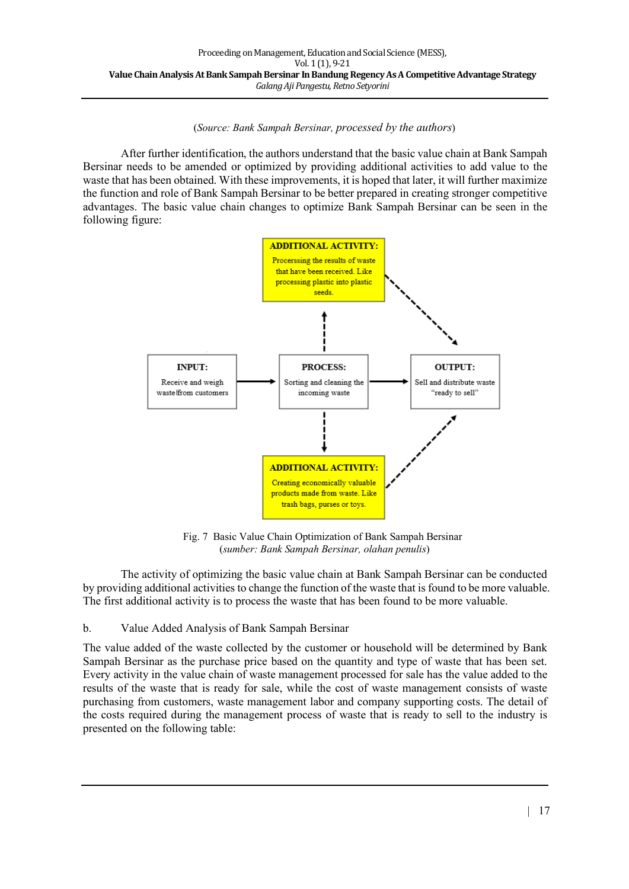(*Source: Bank Sampah Bersinar, processed by the authors*)

After further identification, the authors understand that the basic value chain at Bank Sampah Bersinar needs to be amended or optimized by providing additional activities to add value to the waste that has been obtained. With these improvements, it is hoped that later, it will further maximize the function and role of Bank Sampah Bersinar to be better prepared in creating stronger competitive advantages. The basic value chain changes to optimize Bank Sampah Bersinar can be seen in the following figure:

**ADDITIONAL ACTIVITY:** Processing the results of waste that have been received. Like processing plastic into plastic seeds.

**INPUT:** Receive and weigh waste from customers

**PROCESS:** Sorting and cleaning the incoming waste

**OUTPUT:** Sell and distribute waste "ready to sell"

**ADDITIONAL ACTIVITY:** Creating economically valuable products made from waste. Like trash bags, purses or toys.

Fig. 7 Basic Value Chain Optimization of Bank Sampah Bersinar
(*sumber: Bank Sampah Bersinar, olahan penulis*)

The activity of optimizing the basic value chain at Bank Sampah Bersinar can be conducted by providing additional activities to change the function of the waste that is found to be more valuable. The first additional activity is to process the waste that has been found to be more valuable.

b. Value Added Analysis of Bank Sampah Bersinar

The value added of the waste collected by the customer or household will be determined by Bank Sampah Bersinar as the purchase price based on the quantity and type of waste that has been set. Every activity in the value chain of waste management processed for sale has the value added to the results of the waste that is ready for sale, while the cost of waste management consists of waste purchasing from customers, waste management labor and company supporting costs. The detail of the costs required during the management process of waste that is ready to sell to the industry is presented on the following table: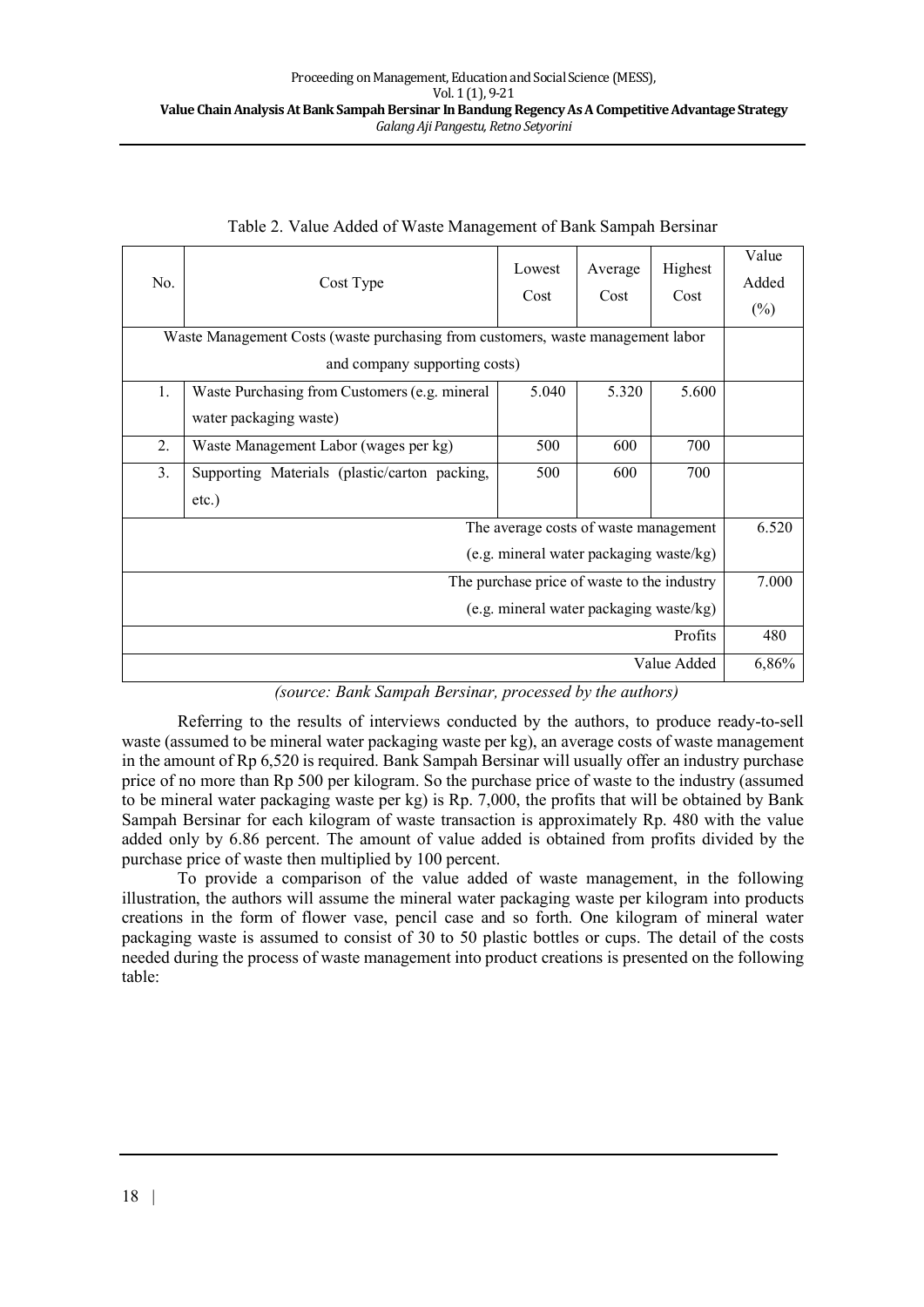Table 2. Value Added of Waste Management of Bank Sampah Bersinar

| No. | Cost Type | Lowest Cost | Average Cost | Highest Cost | Value Added (%) |
|---|---|---|---|---|---|
| Waste Management Costs (waste purchasing from customers, waste management labor and company supporting costs) | | | | | |
| 1. | Waste Purchasing from Customers (e.g. mineral water packaging waste) | 5.040 | 5.320 | 5.600 | |
| 2. | Waste Management Labor (wages per kg) | 500 | 600 | 700 | |
| 3. | Supporting Materials (plastic/carton packing, etc.) | 500 | 600 | 700 | |
| The average costs of waste management (e.g. mineral water packaging waste/kg) | | | | | 6.520 |
| The purchase price of waste to the industry (e.g. mineral water packaging waste/kg) | | | | | 7.000 |
| Profits | | | | | 480 |
| Value Added | | | | | 6,86% |

*(source: Bank Sampah Bersinar, processed by the authors)*

Referring to the results of interviews conducted by the authors, to produce ready-to-sell waste (assumed to be mineral water packaging waste per kg), an average costs of waste management in the amount of Rp 6,520 is required. Bank Sampah Bersinar will usually offer an industry purchase price of no more than Rp 500 per kilogram. So the purchase price of waste to the industry (assumed to be mineral water packaging waste per kg) is Rp. 7,000, the profits that will be obtained by Bank Sampah Bersinar for each kilogram of waste transaction is approximately Rp. 480 with the value added only by 6.86 percent. The amount of value added is obtained from profits divided by the purchase price of waste then multiplied by 100 percent.

To provide a comparison of the value added of waste management, in the following illustration, the authors will assume the mineral water packaging waste per kilogram into products creations in the form of flower vase, pencil case and so forth. One kilogram of mineral water packaging waste is assumed to consist of 30 to 50 plastic bottles or cups. The detail of the costs needed during the process of waste management into product creations is presented on the following table: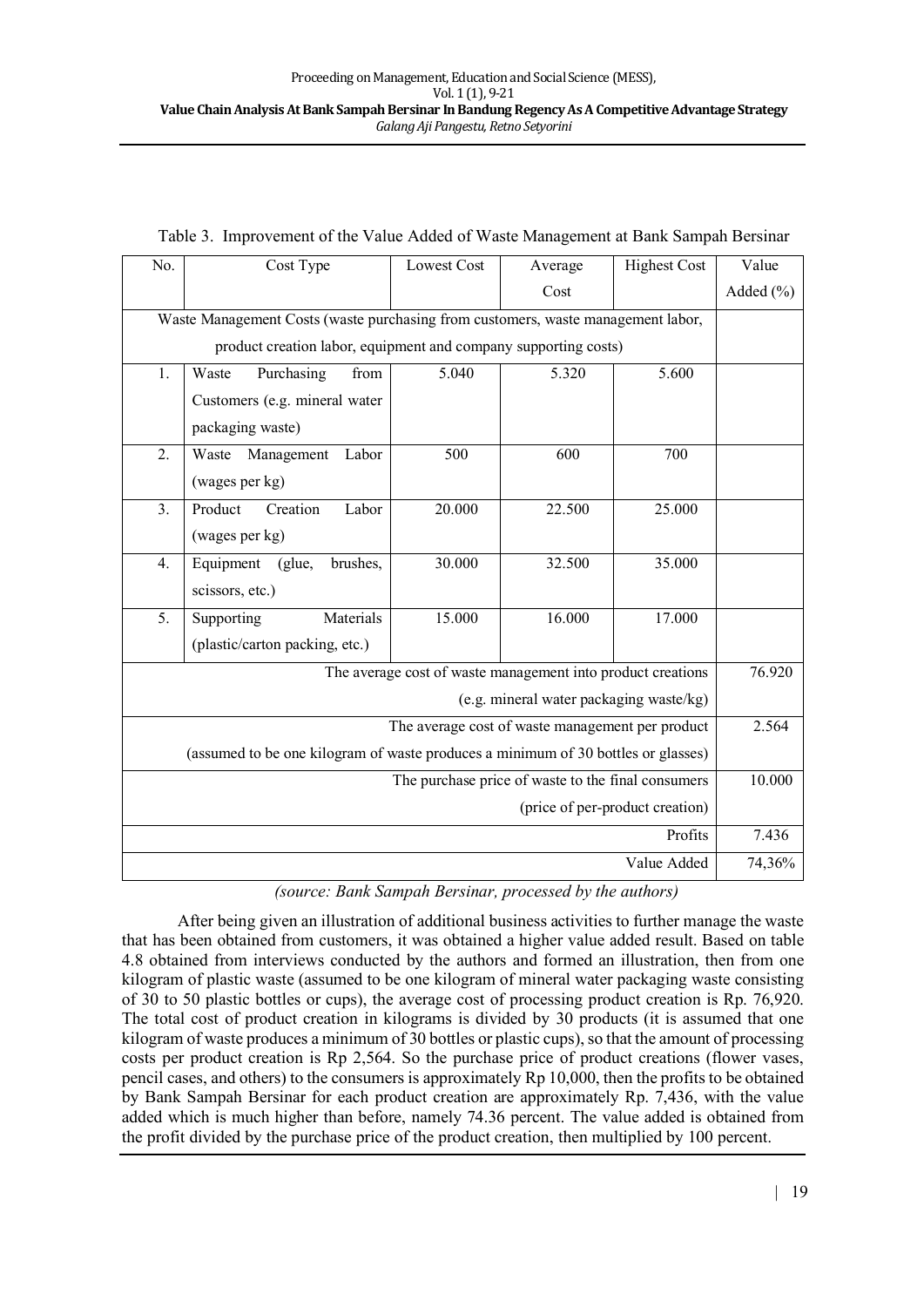Table 3. Improvement of the Value Added of Waste Management at Bank Sampah Bersinar

| No. | Cost Type | Lowest Cost | Average Cost | Highest Cost | Value Added (%) |
|---|---|---|---|---|---|
| Waste Management Costs (waste purchasing from customers, waste management labor, product creation labor, equipment and company supporting costs) | | | | | |
| 1. | Waste Purchasing from Customers (e.g. mineral water packaging waste) | 5.040 | 5.320 | 5.600 | |
| 2. | Waste Management Labor (wages per kg) | 500 | 600 | 700 | |
| 3. | Product Creation Labor (wages per kg) | 20.000 | 22.500 | 25.000 | |
| 4. | Equipment (glue, brushes, scissors, etc.) | 30.000 | 32.500 | 35.000 | |
| 5. | Supporting Materials (plastic/carton packing, etc.) | 15.000 | 16.000 | 17.000 | |
| The average cost of waste management into product creations (e.g. mineral water packaging waste/kg) | | | | | 76.920 |
| The average cost of waste management per product (assumed to be one kilogram of waste produces a minimum of 30 bottles or glasses) | | | | | 2.564 |
| The purchase price of waste to the final consumers (price of per-product creation) | | | | | 10.000 |
| Profits | | | | | 7.436 |
| Value Added | | | | | 74,36% |

*(source: Bank Sampah Bersinar, processed by the authors)*

After being given an illustration of additional business activities to further manage the waste that has been obtained from customers, it was obtained a higher value added result. Based on table 4.8 obtained from interviews conducted by the authors and formed an illustration, then from one kilogram of plastic waste (assumed to be one kilogram of mineral water packaging waste consisting of 30 to 50 plastic bottles or cups), the average cost of processing product creation is Rp. 76,920. The total cost of product creation in kilograms is divided by 30 products (it is assumed that one kilogram of waste produces a minimum of 30 bottles or plastic cups), so that the amount of processing costs per product creation is Rp 2,564. So the purchase price of product creations (flower vases, pencil cases, and others) to the consumers is approximately Rp 10,000, then the profits to be obtained by Bank Sampah Bersinar for each product creation are approximately Rp. 7,436, with the value added which is much higher than before, namely 74.36 percent. The value added is obtained from the profit divided by the purchase price of the product creation, then multiplied by 100 percent.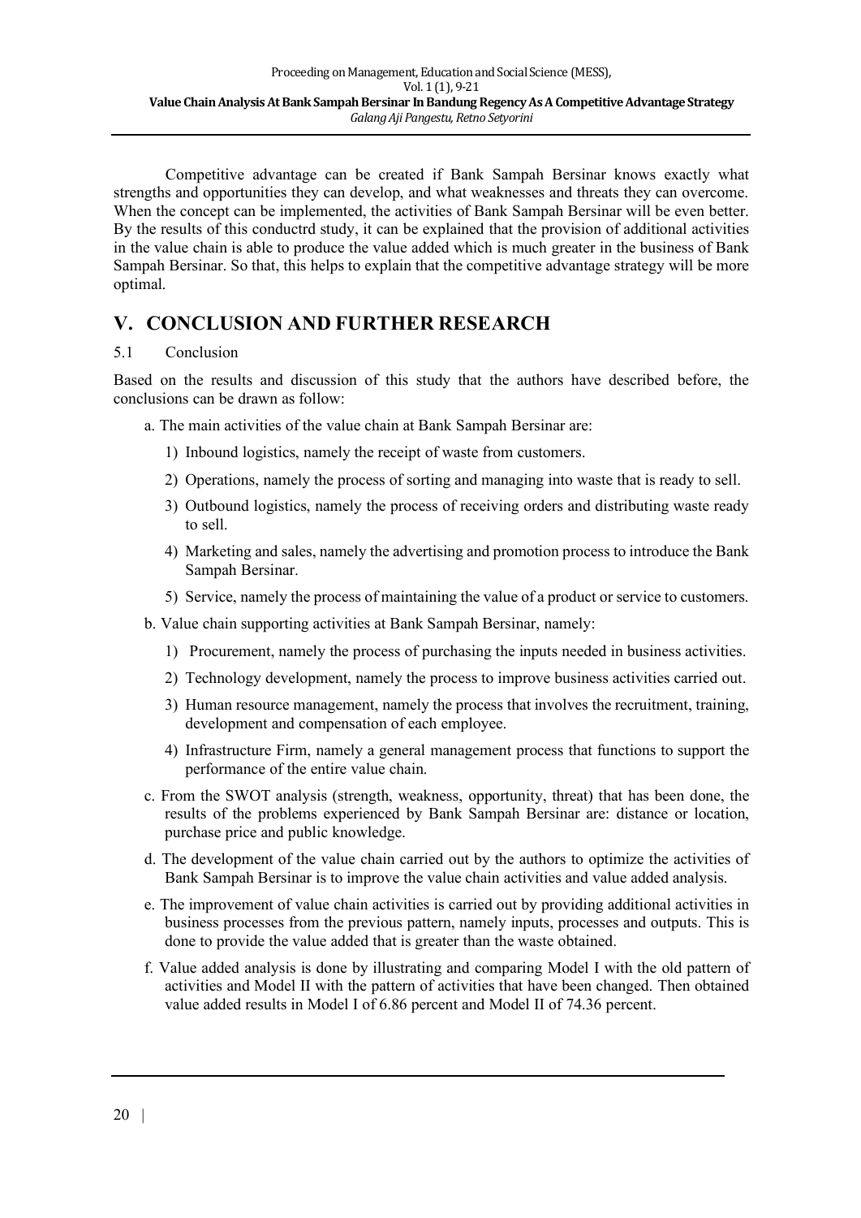Competitive advantage can be created if Bank Sampah Bersinar knows exactly what strengths and opportunities they can develop, and what weaknesses and threats they can overcome. When the concept can be implemented, the activities of Bank Sampah Bersinar will be even better. By the results of this conductrd study, it can be explained that the provision of additional activities in the value chain is able to produce the value added which is much greater in the business of Bank Sampah Bersinar. So that, this helps to explain that the competitive advantage strategy will be more optimal.

# V. CONCLUSION AND FURTHER RESEARCH

## 5.1 Conclusion

Based on the results and discussion of this study that the authors have described before, the conclusions can be drawn as follow:

a. The main activities of the value chain at Bank Sampah Bersinar are:

1) Inbound logistics, namely the receipt of waste from customers.
2) Operations, namely the process of sorting and managing into waste that is ready to sell.
3) Outbound logistics, namely the process of receiving orders and distributing waste ready to sell.
4) Marketing and sales, namely the advertising and promotion process to introduce the Bank Sampah Bersinar.
5) Service, namely the process of maintaining the value of a product or service to customers.

b. Value chain supporting activities at Bank Sampah Bersinar, namely:

1) Procurement, namely the process of purchasing the inputs needed in business activities.
2) Technology development, namely the process to improve business activities carried out.
3) Human resource management, namely the process that involves the recruitment, training, development and compensation of each employee.
4) Infrastructure Firm, namely a general management process that functions to support the performance of the entire value chain.

c. From the SWOT analysis (strength, weakness, opportunity, threat) that has been done, the results of the problems experienced by Bank Sampah Bersinar are: distance or location, purchase price and public knowledge.

d. The development of the value chain carried out by the authors to optimize the activities of Bank Sampah Bersinar is to improve the value chain activities and value added analysis.

e. The improvement of value chain activities is carried out by providing additional activities in business processes from the previous pattern, namely inputs, processes and outputs. This is done to provide the value added that is greater than the waste obtained.

f. Value added analysis is done by illustrating and comparing Model I with the old pattern of activities and Model II with the pattern of activities that have been changed. Then obtained value added results in Model I of 6.86 percent and Model II of 74.36 percent.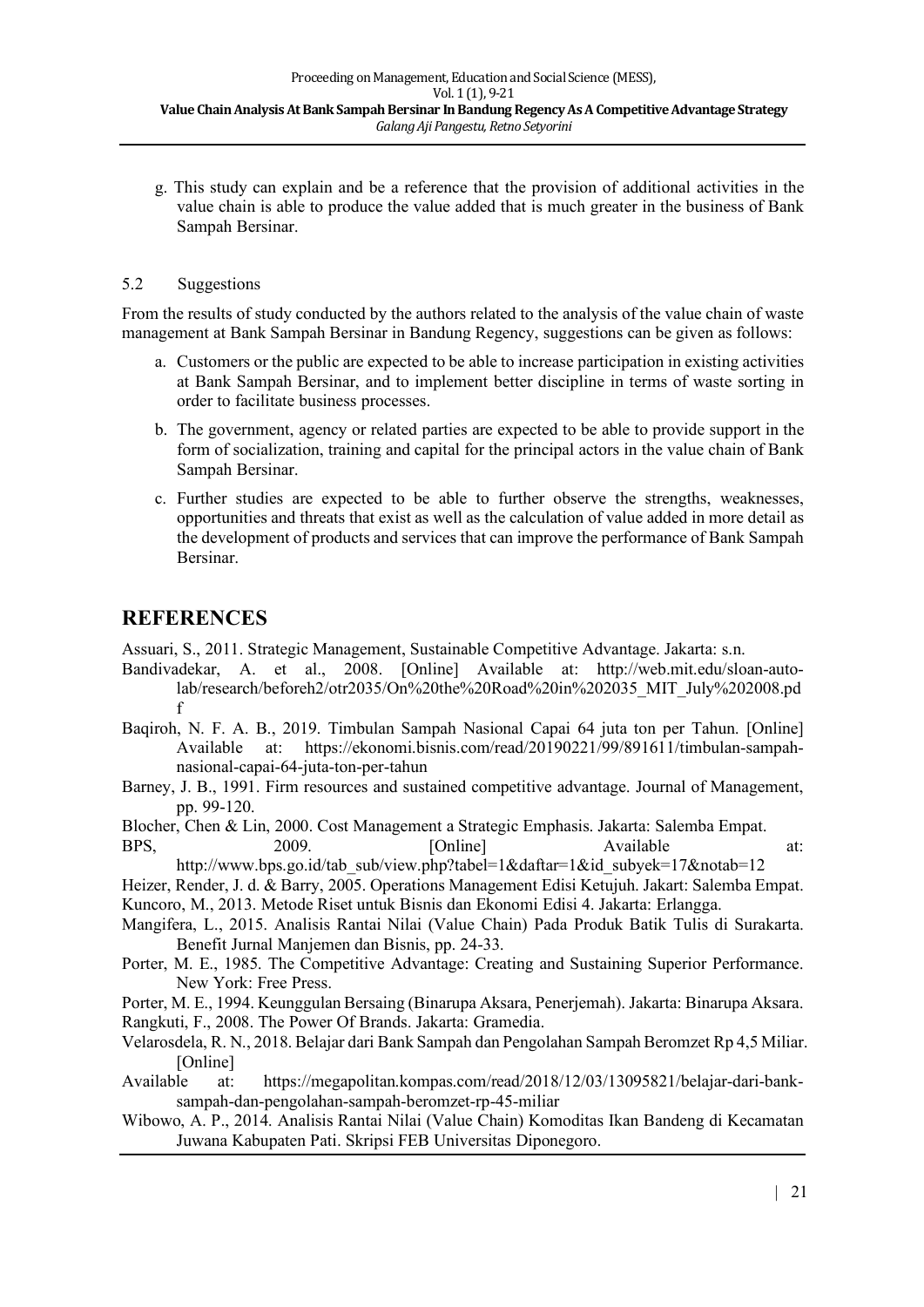g. This study can explain and be a reference that the provision of additional activities in the value chain is able to produce the value added that is much greater in the business of Bank Sampah Bersinar.

### 5.2 Suggestions

From the results of study conducted by the authors related to the analysis of the value chain of waste management at Bank Sampah Bersinar in Bandung Regency, suggestions can be given as follows:

a. Customers or the public are expected to be able to increase participation in existing activities at Bank Sampah Bersinar, and to implement better discipline in terms of waste sorting in order to facilitate business processes.

b. The government, agency or related parties are expected to be able to provide support in the form of socialization, training and capital for the principal actors in the value chain of Bank Sampah Bersinar.

c. Further studies are expected to be able to further observe the strengths, weaknesses, opportunities and threats that exist as well as the calculation of value added in more detail as the development of products and services that can improve the performance of Bank Sampah Bersinar.

## REFERENCES

Assuari, S., 2011. Strategic Management, Sustainable Competitive Advantage. Jakarta: s.n.

Bandivadekar, A. et al., 2008. [Online] Available at: http://web.mit.edu/sloan-auto-lab/research/beforeh2/otr2035/On%20the%20Road%20in%202035_MIT_July%202008.pdf

Baqiroh, N. F. A. B., 2019. Timbulan Sampah Nasional Capai 64 juta ton per Tahun. [Online] Available at: https://ekonomi.bisnis.com/read/20190221/99/891611/timbulan-sampah-nasional-capai-64-juta-ton-per-tahun

Barney, J. B., 1991. Firm resources and sustained competitive advantage. Journal of Management, pp. 99-120.

Blocher, Chen & Lin, 2000. Cost Management a Strategic Emphasis. Jakarta: Salemba Empat.

BPS, 2009. [Online] Available at: http://www.bps.go.id/tab_sub/view.php?tabel=1&daftar=1&id_subyek=17&notab=12

Heizer, Render, J. d. & Barry, 2005. Operations Management Edisi Ketujuh. Jakart: Salemba Empat.

Kuncoro, M., 2013. Metode Riset untuk Bisnis dan Ekonomi Edisi 4. Jakarta: Erlangga.

Mangifera, L., 2015. Analisis Rantai Nilai (Value Chain) Pada Produk Batik Tulis di Surakarta. Benefit Jurnal Manjemen dan Bisnis, pp. 24-33.

Porter, M. E., 1985. The Competitive Advantage: Creating and Sustaining Superior Performance. New York: Free Press.

Porter, M. E., 1994. Keunggulan Bersaing (Binarupa Aksara, Penerjemah). Jakarta: Binarupa Aksara.

Rangkuti, F., 2008. The Power Of Brands. Jakarta: Gramedia.

Velarosdela, R. N., 2018. Belajar dari Bank Sampah dan Pengolahan Sampah Beromzet Rp 4,5 Miliar. [Online]

Available at: https://megapolitan.kompas.com/read/2018/12/03/13095821/belajar-dari-bank-sampah-dan-pengolahan-sampah-beromzet-rp-45-miliar

Wibowo, A. P., 2014. Analisis Rantai Nilai (Value Chain) Komoditas Ikan Bandeng di Kecamatan Juwana Kabupaten Pati. Skripsi FEB Universitas Diponegoro.